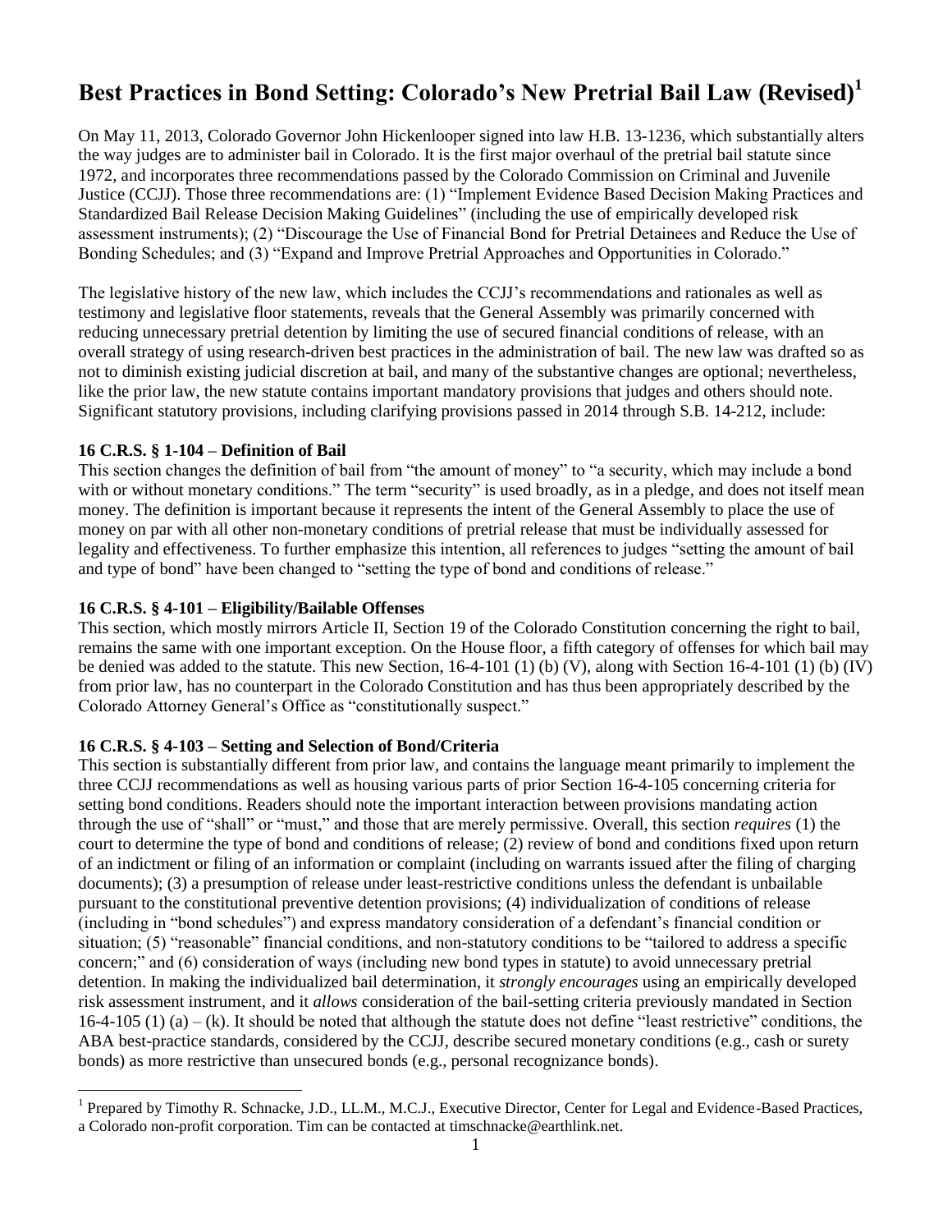# Best Practices in Bond Setting: Colorado's New Pretrial Bail Law (Revised)[1]

On May 11, 2013, Colorado Governor John Hickenlooper signed into law H.B. 13-1236, which substantially alters the way judges are to administer bail in Colorado. It is the first major overhaul of the pretrial bail statute since 1972, and incorporates three recommendations passed by the Colorado Commission on Criminal and Juvenile Justice (CCJJ). Those three recommendations are: (1) "Implement Evidence Based Decision Making Practices and Standardized Bail Release Decision Making Guidelines" (including the use of empirically developed risk assessment instruments); (2) "Discourage the Use of Financial Bond for Pretrial Detainees and Reduce the Use of Bonding Schedules; and (3) "Expand and Improve Pretrial Approaches and Opportunities in Colorado."

The legislative history of the new law, which includes the CCJJ's recommendations and rationales as well as testimony and legislative floor statements, reveals that the General Assembly was primarily concerned with reducing unnecessary pretrial detention by limiting the use of secured financial conditions of release, with an overall strategy of using research-driven best practices in the administration of bail. The new law was drafted so as not to diminish existing judicial discretion at bail, and many of the substantive changes are optional; nevertheless, like the prior law, the new statute contains important mandatory provisions that judges and others should note. Significant statutory provisions, including clarifying provisions passed in 2014 through S.B. 14-212, include:

### 16 C.R.S. § 1-104 – Definition of Bail

This section changes the definition of bail from "the amount of money" to "a security, which may include a bond with or without monetary conditions." The term "security" is used broadly, as in a pledge, and does not itself mean money. The definition is important because it represents the intent of the General Assembly to place the use of money on par with all other non-monetary conditions of pretrial release that must be individually assessed for legality and effectiveness. To further emphasize this intention, all references to judges "setting the amount of bail and type of bond" have been changed to "setting the type of bond and conditions of release."

### 16 C.R.S. § 4-101 – Eligibility/Bailable Offenses

This section, which mostly mirrors Article II, Section 19 of the Colorado Constitution concerning the right to bail, remains the same with one important exception. On the House floor, a fifth category of offenses for which bail may be denied was added to the statute. This new Section, 16-4-101 (1) (b) (V), along with Section 16-4-101 (1) (b) (IV) from prior law, has no counterpart in the Colorado Constitution and has thus been appropriately described by the Colorado Attorney General's Office as "constitutionally suspect."

### 16 C.R.S. § 4-103 – Setting and Selection of Bond/Criteria

This section is substantially different from prior law, and contains the language meant primarily to implement the three CCJJ recommendations as well as housing various parts of prior Section 16-4-105 concerning criteria for setting bond conditions. Readers should note the important interaction between provisions mandating action through the use of "shall" or "must," and those that are merely permissive. Overall, this section *requires* (1) the court to determine the type of bond and conditions of release; (2) review of bond and conditions fixed upon return of an indictment or filing of an information or complaint (including on warrants issued after the filing of charging documents); (3) a presumption of release under least-restrictive conditions unless the defendant is unbailable pursuant to the constitutional preventive detention provisions; (4) individualization of conditions of release (including in "bond schedules") and express mandatory consideration of a defendant's financial condition or situation; (5) "reasonable" financial conditions, and non-statutory conditions to be "tailored to address a specific concern;" and (6) consideration of ways (including new bond types in statute) to avoid unnecessary pretrial detention. In making the individualized bail determination, it *strongly encourages* using an empirically developed risk assessment instrument, and it *allows* consideration of the bail-setting criteria previously mandated in Section 16-4-105 (1) (a) – (k). It should be noted that although the statute does not define "least restrictive" conditions, the ABA best-practice standards, considered by the CCJJ, describe secured monetary conditions (e.g., cash or surety bonds) as more restrictive than unsecured bonds (e.g., personal recognizance bonds).

---

[1] Prepared by Timothy R. Schnacke, J.D., LL.M., M.C.J., Executive Director, Center for Legal and Evidence-Based Practices, a Colorado non-profit corporation. Tim can be contacted at timschnacke@earthlink.net.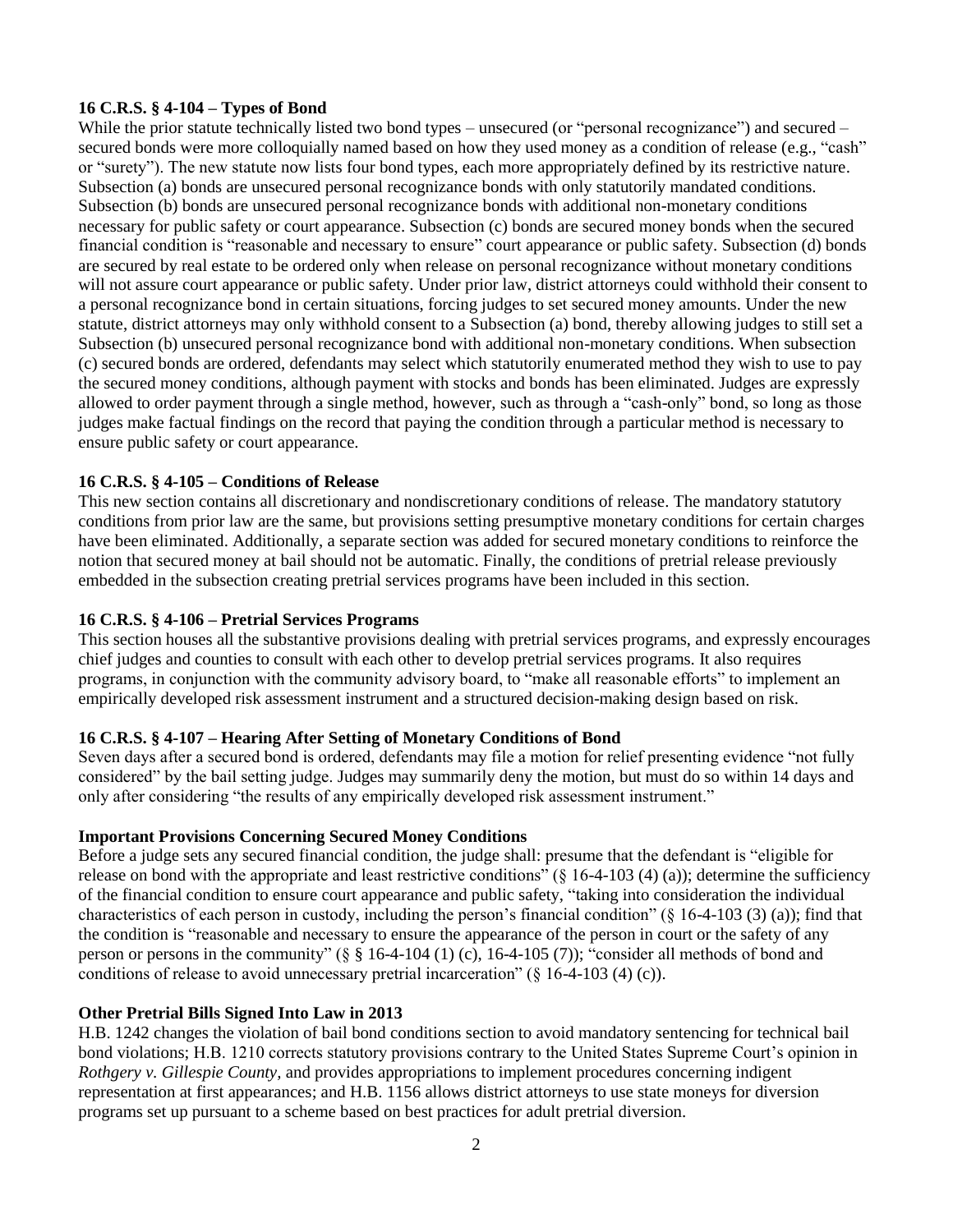**16 C.R.S. § 4-104 – Types of Bond**

While the prior statute technically listed two bond types – unsecured (or "personal recognizance") and secured – secured bonds were more colloquially named based on how they used money as a condition of release (e.g., "cash" or "surety"). The new statute now lists four bond types, each more appropriately defined by its restrictive nature. Subsection (a) bonds are unsecured personal recognizance bonds with only statutorily mandated conditions. Subsection (b) bonds are unsecured personal recognizance bonds with additional non-monetary conditions necessary for public safety or court appearance. Subsection (c) bonds are secured money bonds when the secured financial condition is "reasonable and necessary to ensure" court appearance or public safety. Subsection (d) bonds are secured by real estate to be ordered only when release on personal recognizance without monetary conditions will not assure court appearance or public safety. Under prior law, district attorneys could withhold their consent to a personal recognizance bond in certain situations, forcing judges to set secured money amounts. Under the new statute, district attorneys may only withhold consent to a Subsection (a) bond, thereby allowing judges to still set a Subsection (b) unsecured personal recognizance bond with additional non-monetary conditions. When subsection (c) secured bonds are ordered, defendants may select which statutorily enumerated method they wish to use to pay the secured money conditions, although payment with stocks and bonds has been eliminated. Judges are expressly allowed to order payment through a single method, however, such as through a "cash-only" bond, so long as those judges make factual findings on the record that paying the condition through a particular method is necessary to ensure public safety or court appearance.

**16 C.R.S. § 4-105 – Conditions of Release**

This new section contains all discretionary and nondiscretionary conditions of release. The mandatory statutory conditions from prior law are the same, but provisions setting presumptive monetary conditions for certain charges have been eliminated. Additionally, a separate section was added for secured monetary conditions to reinforce the notion that secured money at bail should not be automatic. Finally, the conditions of pretrial release previously embedded in the subsection creating pretrial services programs have been included in this section.

**16 C.R.S. § 4-106 – Pretrial Services Programs**

This section houses all the substantive provisions dealing with pretrial services programs, and expressly encourages chief judges and counties to consult with each other to develop pretrial services programs. It also requires programs, in conjunction with the community advisory board, to "make all reasonable efforts" to implement an empirically developed risk assessment instrument and a structured decision-making design based on risk.

**16 C.R.S. § 4-107 – Hearing After Setting of Monetary Conditions of Bond**

Seven days after a secured bond is ordered, defendants may file a motion for relief presenting evidence "not fully considered" by the bail setting judge. Judges may summarily deny the motion, but must do so within 14 days and only after considering "the results of any empirically developed risk assessment instrument."

**Important Provisions Concerning Secured Money Conditions**

Before a judge sets any secured financial condition, the judge shall: presume that the defendant is "eligible for release on bond with the appropriate and least restrictive conditions" (§ 16-4-103 (4) (a)); determine the sufficiency of the financial condition to ensure court appearance and public safety, "taking into consideration the individual characteristics of each person in custody, including the person's financial condition" (§ 16-4-103 (3) (a)); find that the condition is "reasonable and necessary to ensure the appearance of the person in court or the safety of any person or persons in the community" (§ § 16-4-104 (1) (c), 16-4-105 (7)); "consider all methods of bond and conditions of release to avoid unnecessary pretrial incarceration" (§ 16-4-103 (4) (c)).

**Other Pretrial Bills Signed Into Law in 2013**

H.B. 1242 changes the violation of bail bond conditions section to avoid mandatory sentencing for technical bail bond violations; H.B. 1210 corrects statutory provisions contrary to the United States Supreme Court's opinion in *Rothgery v. Gillespie County*, and provides appropriations to implement procedures concerning indigent representation at first appearances; and H.B. 1156 allows district attorneys to use state moneys for diversion programs set up pursuant to a scheme based on best practices for adult pretrial diversion.